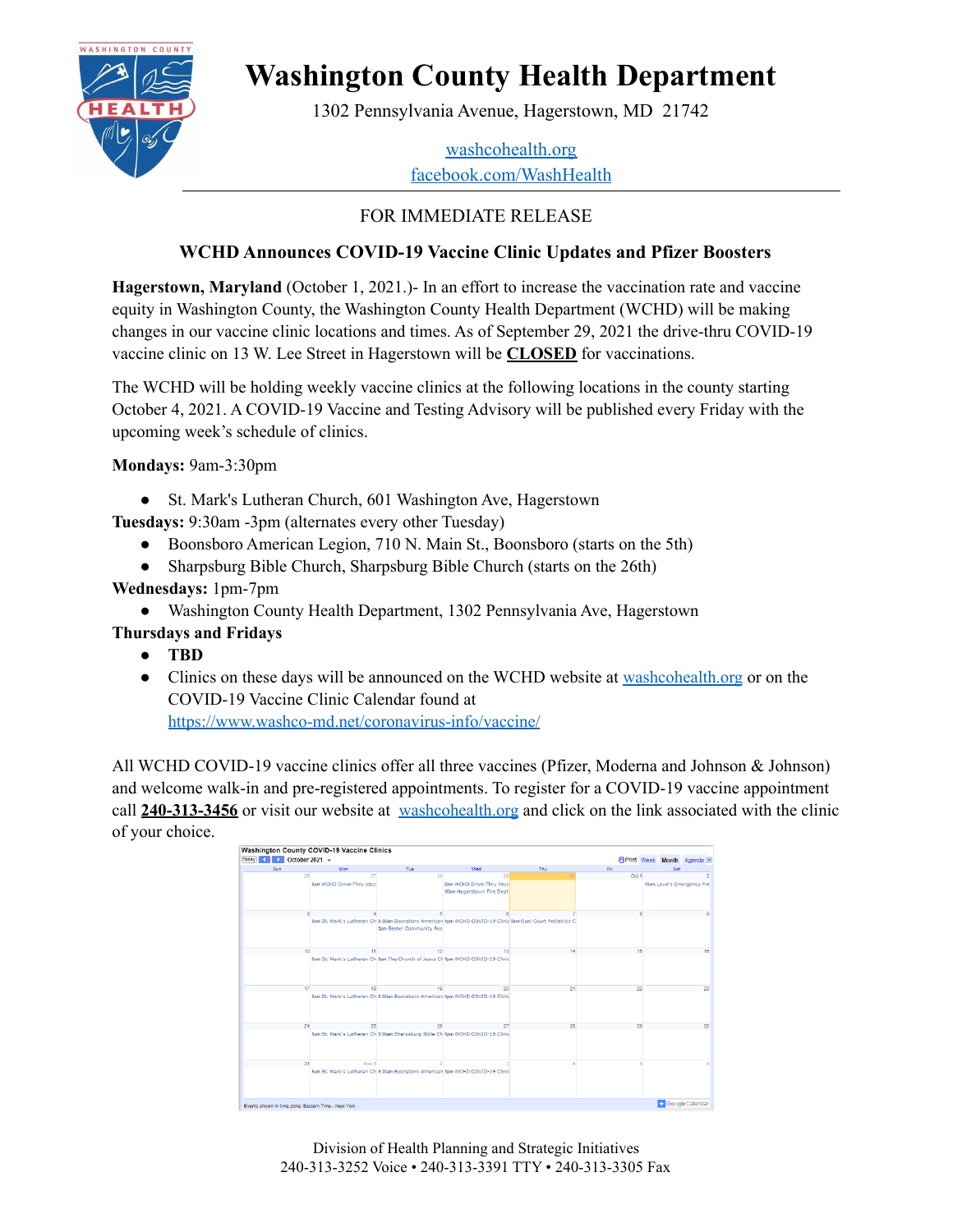# Washington County Health Department

1302 Pennsylvania Avenue, Hagerstown, MD 21742

washcohealth.org
facebook.com/WashHealth

---

FOR IMMEDIATE RELEASE

**WCHD Announces COVID-19 Vaccine Clinic Updates and Pfizer Boosters**

**Hagerstown, Maryland** (October 1, 2021.)- In an effort to increase the vaccination rate and vaccine equity in Washington County, the Washington County Health Department (WCHD) will be making changes in our vaccine clinic locations and times. As of September 29, 2021 the drive-thru COVID-19 vaccine clinic on 13 W. Lee Street in Hagerstown will be **CLOSED** for vaccinations.

The WCHD will be holding weekly vaccine clinics at the following locations in the county starting October 4, 2021. A COVID-19 Vaccine and Testing Advisory will be published every Friday with the upcoming week's schedule of clinics.

**Mondays:** 9am-3:30pm

- St. Mark's Lutheran Church, 601 Washington Ave, Hagerstown

**Tuesdays:** 9:30am -3pm (alternates every other Tuesday)

- Boonsboro American Legion, 710 N. Main St., Boonsboro (starts on the 5th)
- Sharpsburg Bible Church, Sharpsburg Bible Church (starts on the 26th)

**Wednesdays:** 1pm-7pm

- Washington County Health Department, 1302 Pennsylvania Ave, Hagerstown

**Thursdays and Fridays**

- **TBD**
- Clinics on these days will be announced on the WCHD website at washcohealth.org or on the COVID-19 Vaccine Clinic Calendar found at https://www.washco-md.net/coronavirus-info/vaccine/

All WCHD COVID-19 vaccine clinics offer all three vaccines (Pfizer, Moderna and Johnson & Johnson) and welcome walk-in and pre-registered appointments. To register for a COVID-19 vaccine appointment call **240-313-3456** or visit our website at washcohealth.org and click on the link associated with the clinic of your choice.

**Washington County COVID-19 Vaccine Clinics** — October 2021

| Sun | Mon | Tue | Wed | Thu | Fri | Sat |
|---|---|---|---|---|---|---|
| 26 | 27 9am WCHD Drive-Thru Vacc | 28 | 29 9am WCHD Drive-Thru Vacc; 10am Hagerstown Fire Dept | 30 | Oct 1 | 2 10am Lowe's Emergency Pre |
| 3 | 4 9am St. Mark's Lutheran Ch | 5 9:30am Boonsboro American; 5pm Bester Community Res | 6 1pm WCHD COVID-19 Clinic | 7 9am Opal Court Pediatrics C | 8 | 9 |
| 10 | 11 9am St. Mark's Lutheran Ch | 12 9am The Church of Jesus Ch | 13 1pm WCHD COVID-19 Clinic | 14 | 15 | 16 |
| 17 | 18 9am St. Mark's Lutheran Ch | 19 9:30am Boonsboro American | 20 1pm WCHD COVID-19 Clinic | 21 | 22 | 23 |
| 24 | 25 9am St. Mark's Lutheran Ch | 26 9:30am Sharpsburg Bible Ch | 27 1pm WCHD COVID-19 Clinic | 28 | 29 | 30 |
| 31 | Nov 1 9am St. Mark's Lutheran Ch | 2 9:30am Boonsboro American | 3 1pm WCHD COVID-19 Clinic | 4 | 5 | 6 |

Events shown in time zone: Eastern Time - New York

Division of Health Planning and Strategic Initiatives
240-313-3252 Voice • 240-313-3391 TTY • 240-313-3305 Fax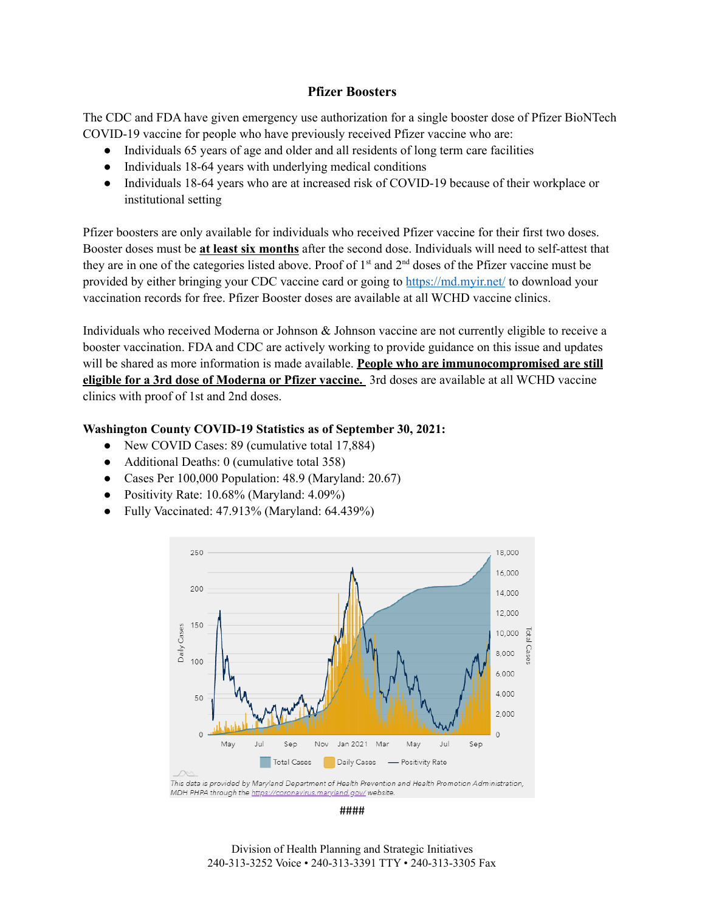### Pfizer Boosters

The CDC and FDA have given emergency use authorization for a single booster dose of Pfizer BioNTech COVID-19 vaccine for people who have previously received Pfizer vaccine who are:

- Individuals 65 years of age and older and all residents of long term care facilities
- Individuals 18-64 years with underlying medical conditions
- Individuals 18-64 years who are at increased risk of COVID-19 because of their workplace or institutional setting

Pfizer boosters are only available for individuals who received Pfizer vaccine for their first two doses. Booster doses must be **at least six months** after the second dose. Individuals will need to self-attest that they are in one of the categories listed above. Proof of 1[st] and 2[nd] doses of the Pfizer vaccine must be provided by either bringing your CDC vaccine card or going to https://md.myir.net/ to download your vaccination records for free. Pfizer Booster doses are available at all WCHD vaccine clinics.

Individuals who received Moderna or Johnson & Johnson vaccine are not currently eligible to receive a booster vaccination. FDA and CDC are actively working to provide guidance on this issue and updates will be shared as more information is made available. **People who are immunocompromised are still eligible for a 3rd dose of Moderna or Pfizer vaccine.** 3rd doses are available at all WCHD vaccine clinics with proof of 1st and 2nd doses.

**Washington County COVID-19 Statistics as of September 30, 2021:**

- New COVID Cases: 89 (cumulative total 17,884)
- Additional Deaths: 0 (cumulative total 358)
- Cases Per 100,000 Population: 48.9 (Maryland: 20.67)
- Positivity Rate: 10.68% (Maryland: 4.09%)
- Fully Vaccinated: 47.913% (Maryland: 64.439%)

Daily Cases
250
200
150
100
50
0

Total Cases
18,000
16,000
14,000
12,000
10,000
8,000
6,000
4,000
2,000
0

May Jul Sep Nov Jan 2021 Mar May Jul Sep

Total Cases Daily Cases Positivity Rate

*This data is provided by Maryland Department of Health Prevention and Health Promotion Administration, MDH PHPA through the https://coronavirus.maryland.gov/ website.*

####

Division of Health Planning and Strategic Initiatives
240-313-3252 Voice • 240-313-3391 TTY • 240-313-3305 Fax